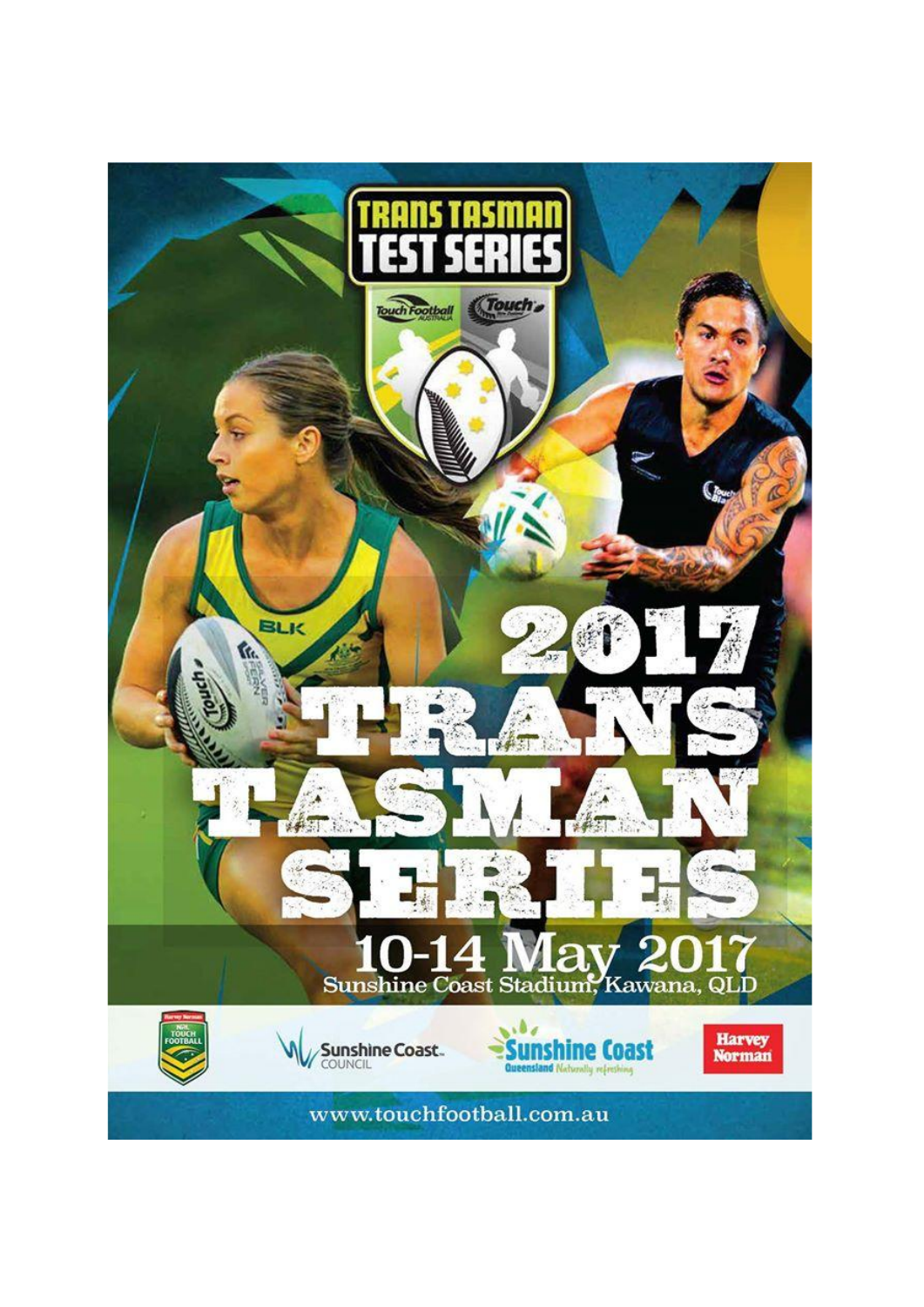# TRANS TASMAN TEST SERIES

# 2017 TRANS TASMAN SERIES

## 10-14 May 2017

Sunshine Coast Stadium, Kawana, QLD

www.touchfootball.com.au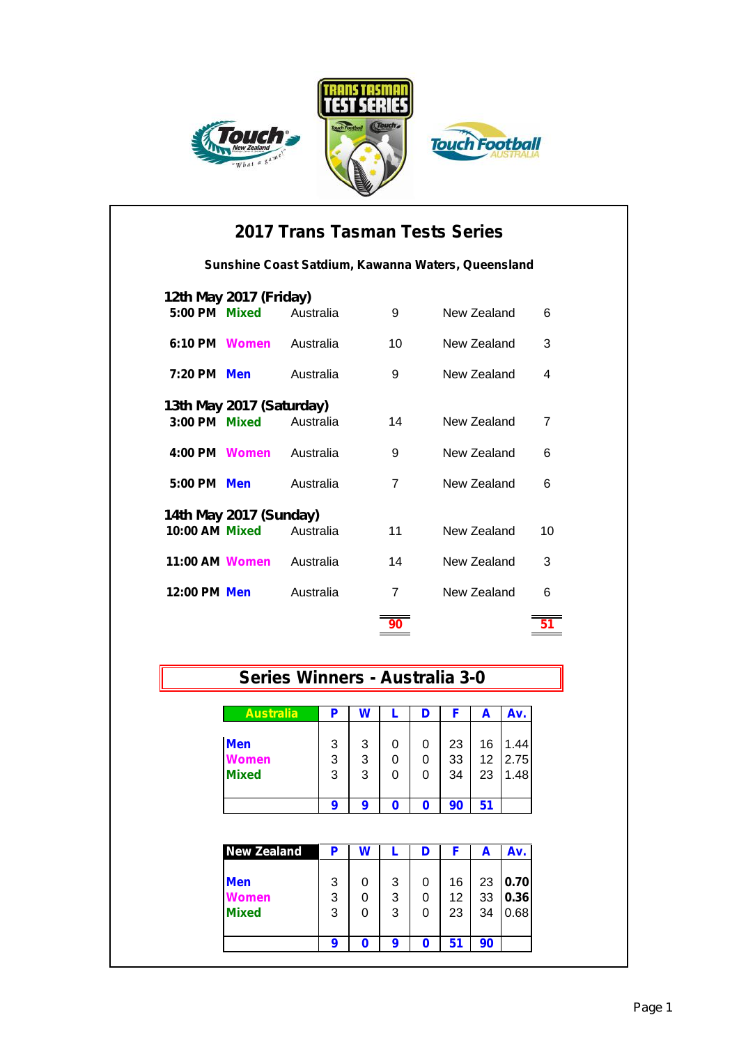# 2017 Trans Tasman Tests Series

**Sunshine Coast Satdium, Kawanna Waters, Queensland**

### 12th May 2017 (Friday)

| Time | Division | Team | Score | Team | Score |
|---|---|---|---|---|---|
| 5:00 PM | Mixed | Australia | 9 | New Zealand | 6 |
| 6:10 PM | Women | Australia | 10 | New Zealand | 3 |
| 7:20 PM | Men | Australia | 9 | New Zealand | 4 |

### 13th May 2017 (Saturday)

| Time | Division | Team | Score | Team | Score |
|---|---|---|---|---|---|
| 3:00 PM | Mixed | Australia | 14 | New Zealand | 7 |
| 4:00 PM | Women | Australia | 9 | New Zealand | 6 |
| 5:00 PM | Men | Australia | 7 | New Zealand | 6 |

### 14th May 2017 (Sunday)

| Time | Division | Team | Score | Team | Score |
|---|---|---|---|---|---|
| 10:00 AM | Mixed | Australia | 11 | New Zealand | 10 |
| 11:00 AM | Women | Australia | 14 | New Zealand | 3 |
| 12:00 PM | Men | Australia | 7 | New Zealand | 6 |
| | | | **90** | | **51** |

## Series Winners - Australia 3-0

| Australia | P | W | L | D | F | A | Av. |
|---|---|---|---|---|---|---|---|
| Men | 3 | 3 | 0 | 0 | 23 | 16 | 1.44 |
| Women | 3 | 3 | 0 | 0 | 33 | 12 | 2.75 |
| Mixed | 3 | 3 | 0 | 0 | 34 | 23 | 1.48 |
| | **9** | **9** | **0** | **0** | **90** | **51** | |

| New Zealand | P | W | L | D | F | A | Av. |
|---|---|---|---|---|---|---|---|
| Men | 3 | 0 | 3 | 0 | 16 | 23 | **0.70** |
| Women | 3 | 0 | 3 | 0 | 12 | 33 | **0.36** |
| Mixed | 3 | 0 | 3 | 0 | 23 | 34 | 0.68 |
| | **9** | **0** | **9** | **0** | **51** | **90** | |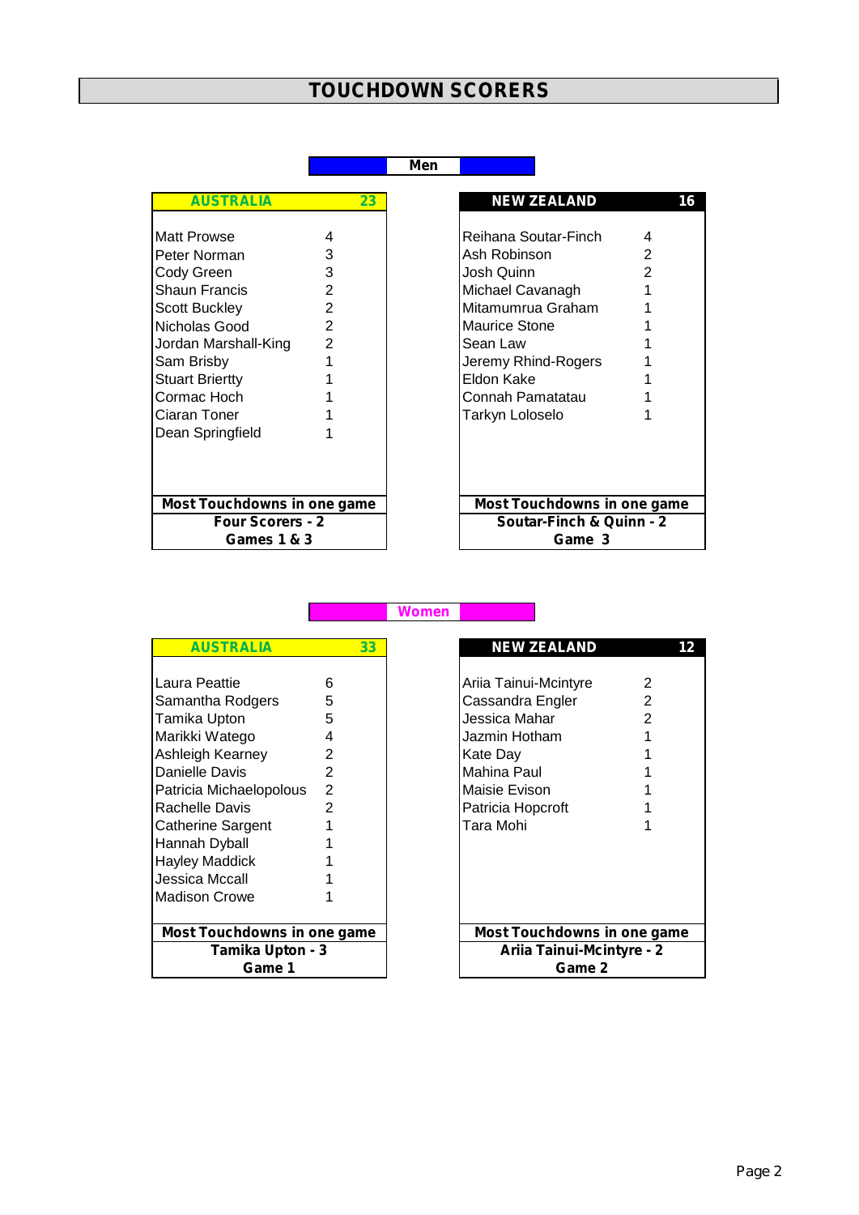# TOUCHDOWN SCORERS

## Men

| AUSTRALIA | 23 |
|---|---|
| Matt Prowse | 4 |
| Peter Norman | 3 |
| Cody Green | 3 |
| Shaun Francis | 2 |
| Scott Buckley | 2 |
| Nicholas Good | 2 |
| Jordan Marshall-King | 2 |
| Sam Brisby | 1 |
| Stuart Briertty | 1 |
| Cormac Hoch | 1 |
| Ciaran Toner | 1 |
| Dean Springfield | 1 |

**Most Touchdowns in one game**
**Four Scorers - 2**
**Games 1 & 3**

| NEW ZEALAND | 16 |
|---|---|
| Reihana Soutar-Finch | 4 |
| Ash Robinson | 2 |
| Josh Quinn | 2 |
| Michael Cavanagh | 1 |
| Mitamumrua Graham | 1 |
| Maurice Stone | 1 |
| Sean Law | 1 |
| Jeremy Rhind-Rogers | 1 |
| Eldon Kake | 1 |
| Connah Pamatatau | 1 |
| Tarkyn Loloselo | 1 |

**Most Touchdowns in one game**
**Soutar-Finch & Quinn - 2**
**Game 3**

## Women

| AUSTRALIA | 33 |
|---|---|
| Laura Peattie | 6 |
| Samantha Rodgers | 5 |
| Tamika Upton | 5 |
| Marikki Watego | 4 |
| Ashleigh Kearney | 2 |
| Danielle Davis | 2 |
| Patricia Michaelopolous | 2 |
| Rachelle Davis | 2 |
| Catherine Sargent | 1 |
| Hannah Dyball | 1 |
| Hayley Maddick | 1 |
| Jessica Mccall | 1 |
| Madison Crowe | 1 |

**Most Touchdowns in one game**
**Tamika Upton - 3**
**Game 1**

| NEW ZEALAND | 12 |
|---|---|
| Ariia Tainui-Mcintyre | 2 |
| Cassandra Engler | 2 |
| Jessica Mahar | 2 |
| Jazmin Hotham | 1 |
| Kate Day | 1 |
| Mahina Paul | 1 |
| Maisie Evison | 1 |
| Patricia Hopcroft | 1 |
| Tara Mohi | 1 |

**Most Touchdowns in one game**
**Ariia Tainui-Mcintyre - 2**
**Game 2**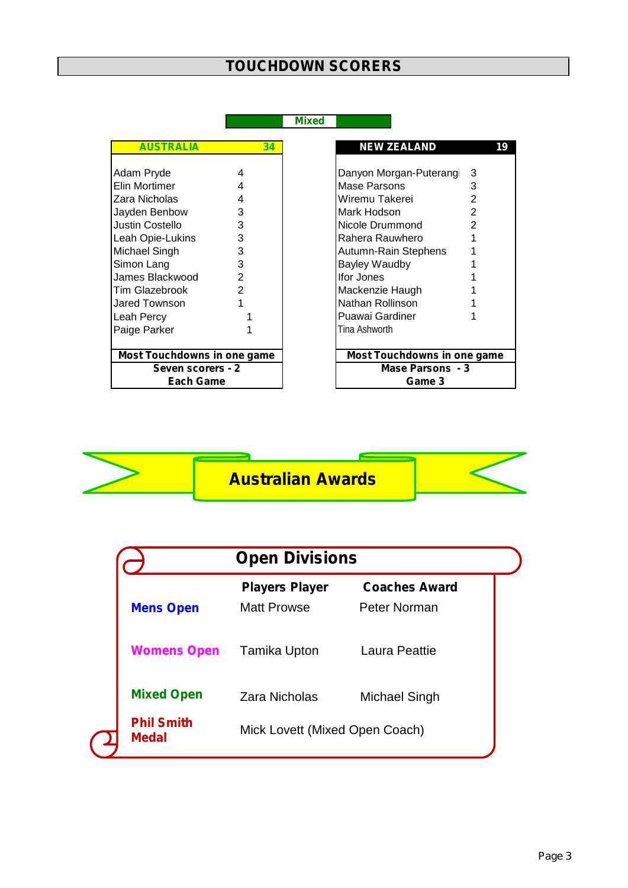# TOUCHDOWN SCORERS

## Mixed

| AUSTRALIA | 34 |
|---|---|
| Adam Pryde | 4 |
| Elin Mortimer | 4 |
| Zara Nicholas | 4 |
| Jayden Benbow | 3 |
| Justin Costello | 3 |
| Leah Opie-Lukins | 3 |
| Michael Singh | 3 |
| Simon Lang | 3 |
| James Blackwood | 2 |
| Tim Glazebrook | 2 |
| Jared Townson | 1 |
| Leah Percy | 1 |
| Paige Parker | 1 |

**Most Touchdowns in one game**
**Seven scorers - 2**
**Each Game**

| NEW ZEALAND | 19 |
|---|---|
| Danyon Morgan-Puterangi | 3 |
| Mase Parsons | 3 |
| Wiremu Takerei | 2 |
| Mark Hodson | 2 |
| Nicole Drummond | 2 |
| Rahera Rauwhero | 1 |
| Autumn-Rain Stephens | 1 |
| Bayley Waudby | 1 |
| Ifor Jones | 1 |
| Mackenzie Haugh | 1 |
| Nathan Rollinson | 1 |
| Puawai Gardiner | 1 |
| Tina Ashworth | |

**Most Touchdowns in one game**
**Mase Parsons - 3**
**Game 3**

# Australian Awards

## Open Divisions

| | Players Player | Coaches Award |
|---|---|---|
| **Mens Open** | Matt Prowse | Peter Norman |
| **Womens Open** | Tamika Upton | Laura Peattie |
| **Mixed Open** | Zara Nicholas | Michael Singh |
| **Phil Smith Medal** | Mick Lovett (Mixed Open Coach) | |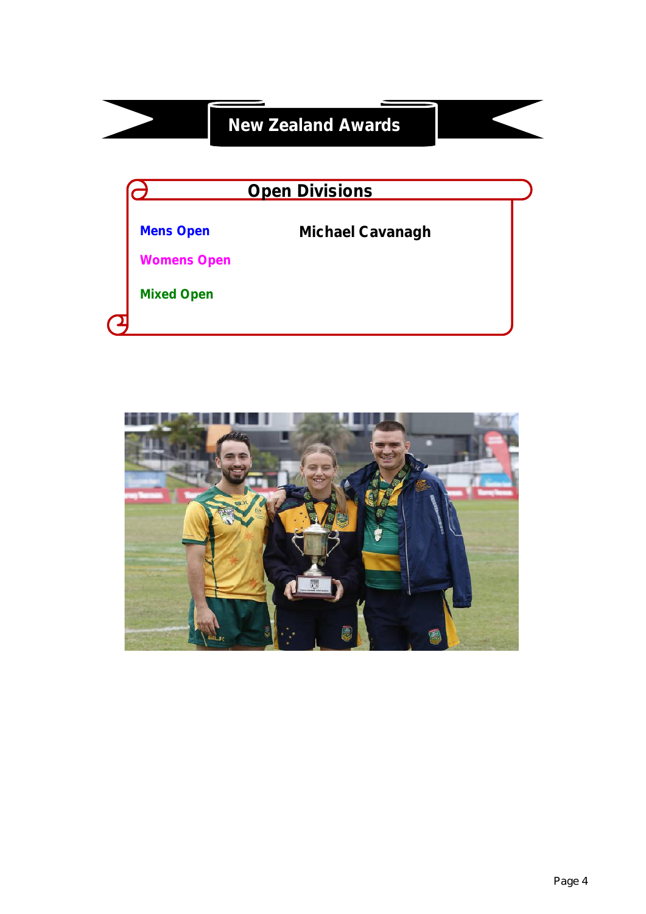# New Zealand Awards

## Open Divisions

| | |
|---|---|
| Mens Open | Michael Cavanagh |
| Womens Open | |
| Mixed Open | |